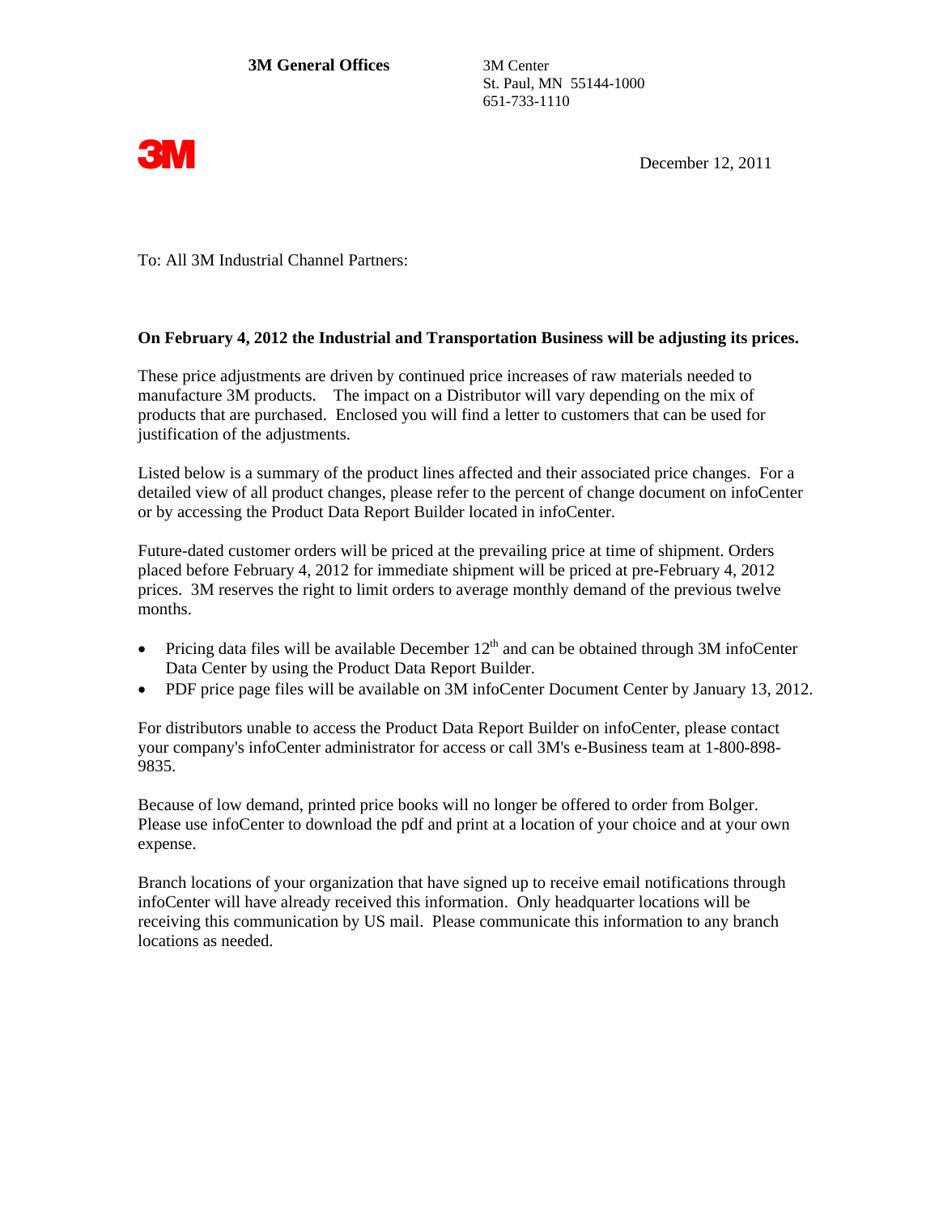**3M General Offices**

3M Center
St. Paul, MN 55144-1000
651-733-1110

3M

December 12, 2011

To: All 3M Industrial Channel Partners:

**On February 4, 2012 the Industrial and Transportation Business will be adjusting its prices.**

These price adjustments are driven by continued price increases of raw materials needed to manufacture 3M products. The impact on a Distributor will vary depending on the mix of products that are purchased. Enclosed you will find a letter to customers that can be used for justification of the adjustments.

Listed below is a summary of the product lines affected and their associated price changes. For a detailed view of all product changes, please refer to the percent of change document on infoCenter or by accessing the Product Data Report Builder located in infoCenter.

Future-dated customer orders will be priced at the prevailing price at time of shipment. Orders placed before February 4, 2012 for immediate shipment will be priced at pre-February 4, 2012 prices. 3M reserves the right to limit orders to average monthly demand of the previous twelve months.

- Pricing data files will be available December 12th and can be obtained through 3M infoCenter Data Center by using the Product Data Report Builder.
- PDF price page files will be available on 3M infoCenter Document Center by January 13, 2012.

For distributors unable to access the Product Data Report Builder on infoCenter, please contact your company's infoCenter administrator for access or call 3M's e-Business team at 1-800-898-9835.

Because of low demand, printed price books will no longer be offered to order from Bolger. Please use infoCenter to download the pdf and print at a location of your choice and at your own expense.

Branch locations of your organization that have signed up to receive email notifications through infoCenter will have already received this information. Only headquarter locations will be receiving this communication by US mail. Please communicate this information to any branch locations as needed.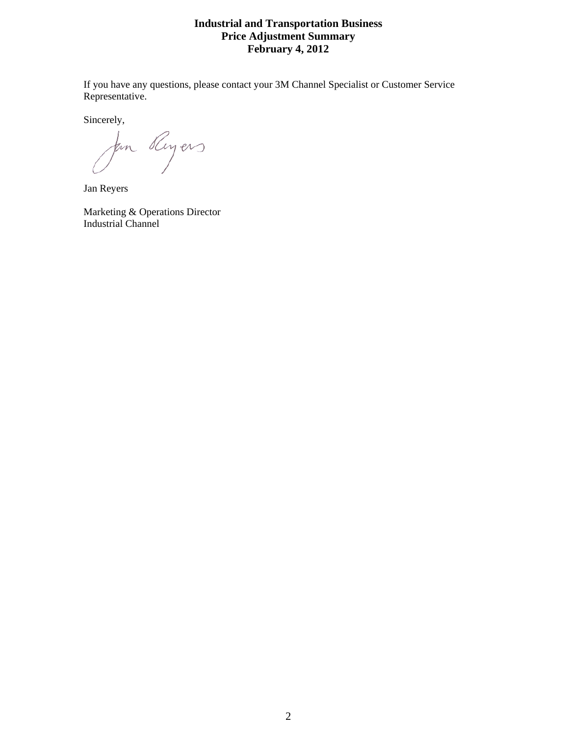**Industrial and Transportation Business**
**Price Adjustment Summary**
**February 4, 2012**

If you have any questions, please contact your 3M Channel Specialist or Customer Service Representative.

Sincerely,

Jan Reyers

Marketing & Operations Director
Industrial Channel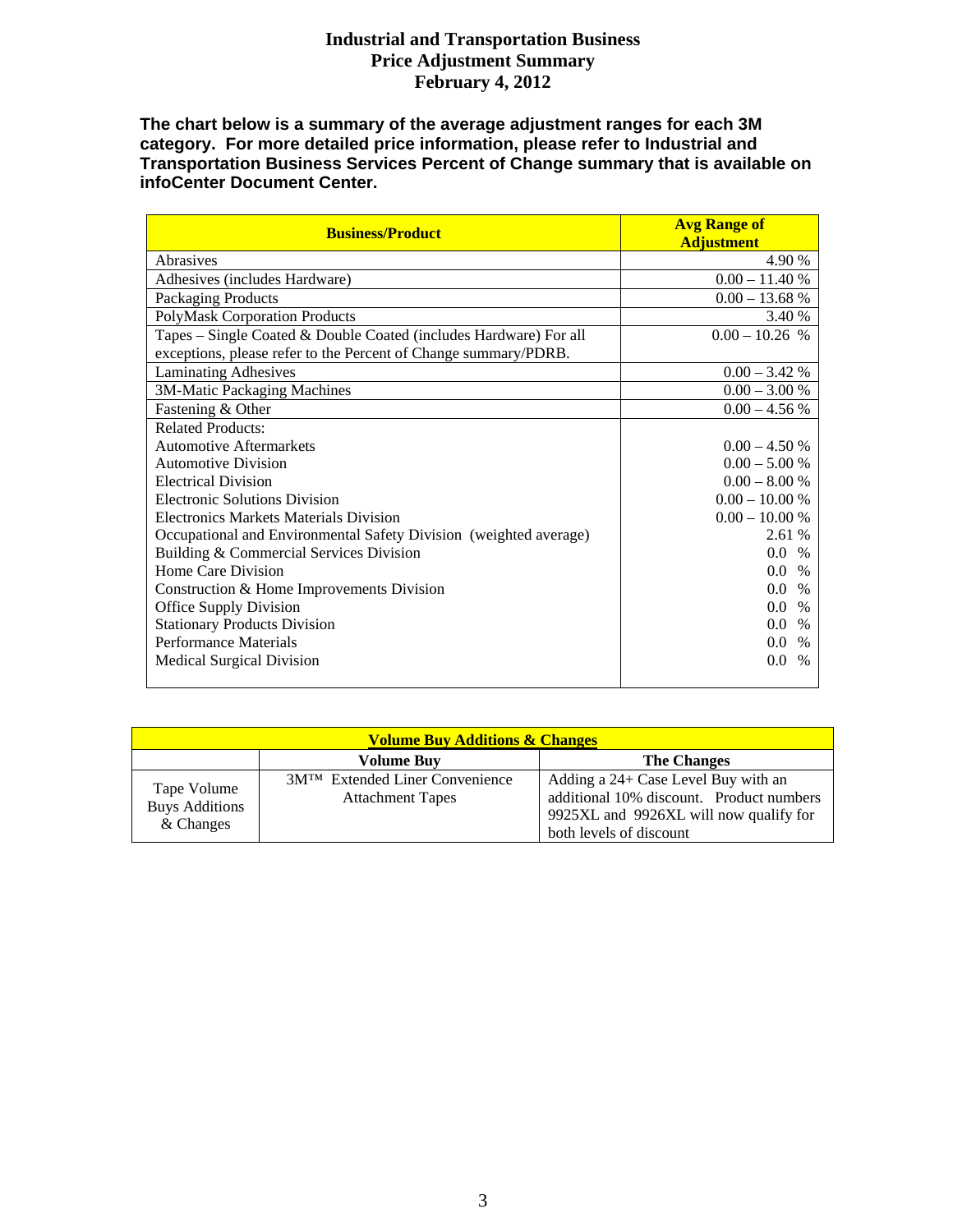# Industrial and Transportation Business
## Price Adjustment Summary
### February 4, 2012

**The chart below is a summary of the average adjustment ranges for each 3M category. For more detailed price information, please refer to Industrial and Transportation Business Services Percent of Change summary that is available on infoCenter Document Center.**

| Business/Product | Avg Range of Adjustment |
|---|---|
| Abrasives | 4.90 % |
| Adhesives (includes Hardware) | 0.00 – 11.40 % |
| Packaging Products | 0.00 – 13.68 % |
| PolyMask Corporation Products | 3.40 % |
| Tapes – Single Coated & Double Coated (includes Hardware) For all exceptions, please refer to the Percent of Change summary/PDRB. | 0.00 – 10.26 % |
| Laminating Adhesives | 0.00 – 3.42 % |
| 3M-Matic Packaging Machines | 0.00 – 3.00 % |
| Fastening & Other | 0.00 – 4.56 % |
| Related Products: | |
| Automotive Aftermarkets | 0.00 – 4.50 % |
| Automotive Division | 0.00 – 5.00 % |
| Electrical Division | 0.00 – 8.00 % |
| Electronic Solutions Division | 0.00 – 10.00 % |
| Electronics Markets Materials Division | 0.00 – 10.00 % |
| Occupational and Environmental Safety Division (weighted average) | 2.61 % |
| Building & Commercial Services Division | 0.0 % |
| Home Care Division | 0.0 % |
| Construction & Home Improvements Division | 0.0 % |
| Office Supply Division | 0.0 % |
| Stationary Products Division | 0.0 % |
| Performance Materials | 0.0 % |
| Medical Surgical Division | 0.0 % |

| Volume Buy Additions & Changes | | |
|---|---|---|
| | **Volume Buy** | **The Changes** |
| Tape Volume Buys Additions & Changes | 3M™ Extended Liner Convenience Attachment Tapes | Adding a 24+ Case Level Buy with an additional 10% discount. Product numbers 9925XL and 9926XL will now qualify for both levels of discount |